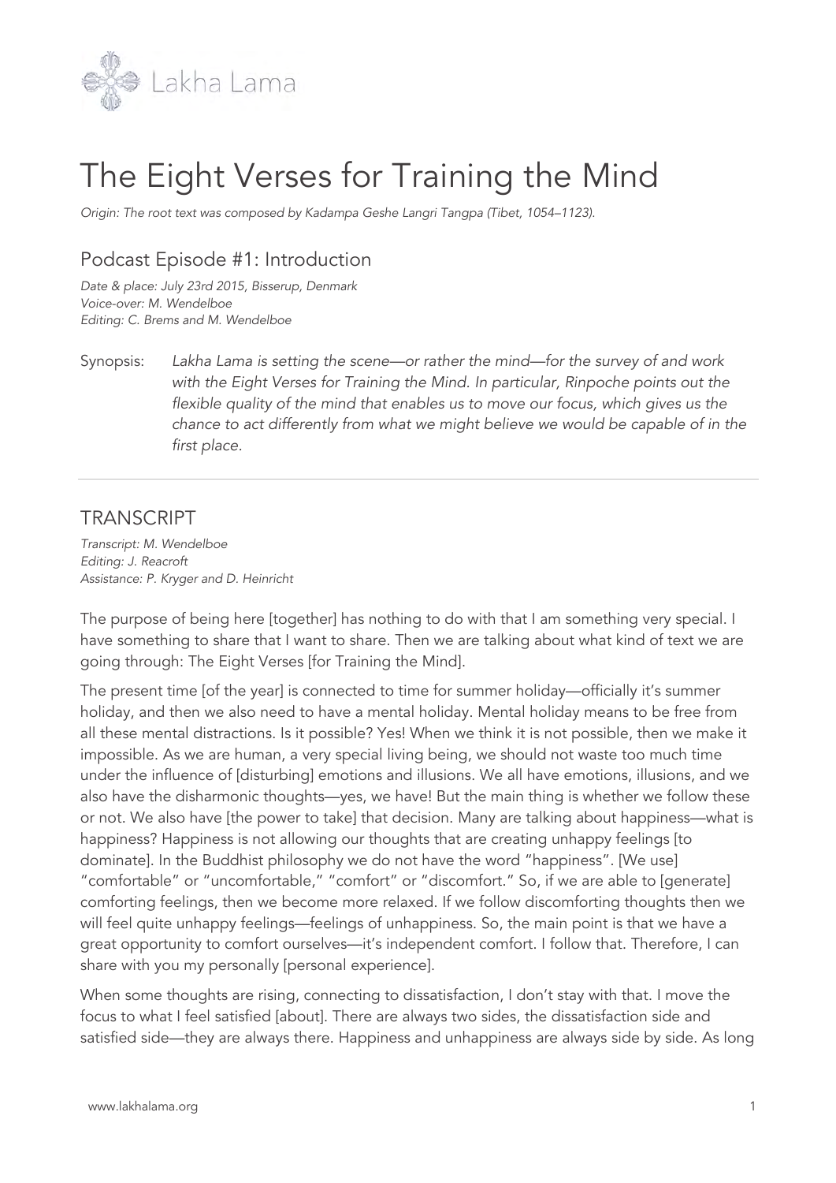Lakha Lama

# The Eight Verses for Training the Mind

*Origin: The root text was composed by Kadampa Geshe Langri Tangpa (Tibet, 1054–1123).*

## Podcast Episode #1: Introduction

*Date & place: July 23rd 2015, Bisserup, Denmark*
*Voice-over: M. Wendelboe*
*Editing: C. Brems and M. Wendelboe*

Synopsis: *Lakha Lama is setting the scene—or rather the mind—for the survey of and work with the Eight Verses for Training the Mind. In particular, Rinpoche points out the flexible quality of the mind that enables us to move our focus, which gives us the chance to act differently from what we might believe we would be capable of in the first place.*

---

## TRANSCRIPT

*Transcript: M. Wendelboe*
*Editing: J. Reacroft*
*Assistance: P. Kryger and D. Heinricht*

The purpose of being here [together] has nothing to do with that I am something very special. I have something to share that I want to share. Then we are talking about what kind of text we are going through: The Eight Verses [for Training the Mind].

The present time [of the year] is connected to time for summer holiday—officially it's summer holiday, and then we also need to have a mental holiday. Mental holiday means to be free from all these mental distractions. Is it possible? Yes! When we think it is not possible, then we make it impossible. As we are human, a very special living being, we should not waste too much time under the influence of [disturbing] emotions and illusions. We all have emotions, illusions, and we also have the disharmonic thoughts—yes, we have! But the main thing is whether we follow these or not. We also have [the power to take] that decision. Many are talking about happiness—what is happiness? Happiness is not allowing our thoughts that are creating unhappy feelings [to dominate]. In the Buddhist philosophy we do not have the word "happiness". [We use] "comfortable" or "uncomfortable," "comfort" or "discomfort." So, if we are able to [generate] comforting feelings, then we become more relaxed. If we follow discomforting thoughts then we will feel quite unhappy feelings—feelings of unhappiness. So, the main point is that we have a great opportunity to comfort ourselves—it's independent comfort. I follow that. Therefore, I can share with you my personally [personal experience].

When some thoughts are rising, connecting to dissatisfaction, I don't stay with that. I move the focus to what I feel satisfied [about]. There are always two sides, the dissatisfaction side and satisfied side—they are always there. Happiness and unhappiness are always side by side. As long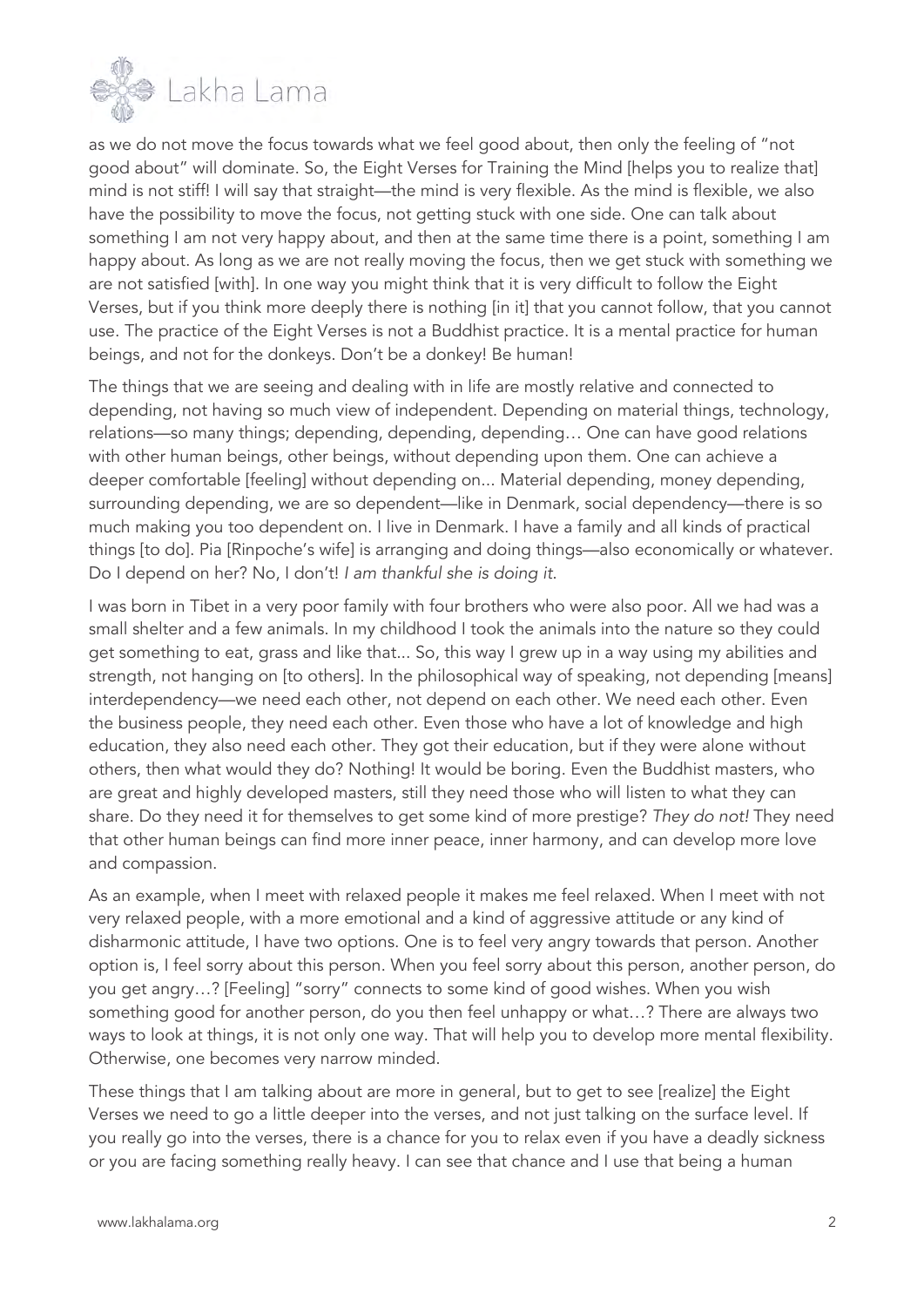as we do not move the focus towards what we feel good about, then only the feeling of "not good about" will dominate. So, the Eight Verses for Training the Mind [helps you to realize that] mind is not stiff! I will say that straight—the mind is very flexible. As the mind is flexible, we also have the possibility to move the focus, not getting stuck with one side. One can talk about something I am not very happy about, and then at the same time there is a point, something I am happy about. As long as we are not really moving the focus, then we get stuck with something we are not satisfied [with]. In one way you might think that it is very difficult to follow the Eight Verses, but if you think more deeply there is nothing [in it] that you cannot follow, that you cannot use. The practice of the Eight Verses is not a Buddhist practice. It is a mental practice for human beings, and not for the donkeys. Don't be a donkey! Be human!

The things that we are seeing and dealing with in life are mostly relative and connected to depending, not having so much view of independent. Depending on material things, technology, relations—so many things; depending, depending, depending… One can have good relations with other human beings, other beings, without depending upon them. One can achieve a deeper comfortable [feeling] without depending on... Material depending, money depending, surrounding depending, we are so dependent—like in Denmark, social dependency—there is so much making you too dependent on. I live in Denmark. I have a family and all kinds of practical things [to do]. Pia [Rinpoche's wife] is arranging and doing things—also economically or whatever. Do I depend on her? No, I don't! *I am thankful she is doing it.*

I was born in Tibet in a very poor family with four brothers who were also poor. All we had was a small shelter and a few animals. In my childhood I took the animals into the nature so they could get something to eat, grass and like that... So, this way I grew up in a way using my abilities and strength, not hanging on [to others]. In the philosophical way of speaking, not depending [means] interdependency—we need each other, not depend on each other. We need each other. Even the business people, they need each other. Even those who have a lot of knowledge and high education, they also need each other. They got their education, but if they were alone without others, then what would they do? Nothing! It would be boring. Even the Buddhist masters, who are great and highly developed masters, still they need those who will listen to what they can share. Do they need it for themselves to get some kind of more prestige? *They do not!* They need that other human beings can find more inner peace, inner harmony, and can develop more love and compassion.

As an example, when I meet with relaxed people it makes me feel relaxed. When I meet with not very relaxed people, with a more emotional and a kind of aggressive attitude or any kind of disharmonic attitude, I have two options. One is to feel very angry towards that person. Another option is, I feel sorry about this person. When you feel sorry about this person, another person, do you get angry…? [Feeling] "sorry" connects to some kind of good wishes. When you wish something good for another person, do you then feel unhappy or what…? There are always two ways to look at things, it is not only one way. That will help you to develop more mental flexibility. Otherwise, one becomes very narrow minded.

These things that I am talking about are more in general, but to get to see [realize] the Eight Verses we need to go a little deeper into the verses, and not just talking on the surface level. If you really go into the verses, there is a chance for you to relax even if you have a deadly sickness or you are facing something really heavy. I can see that chance and I use that being a human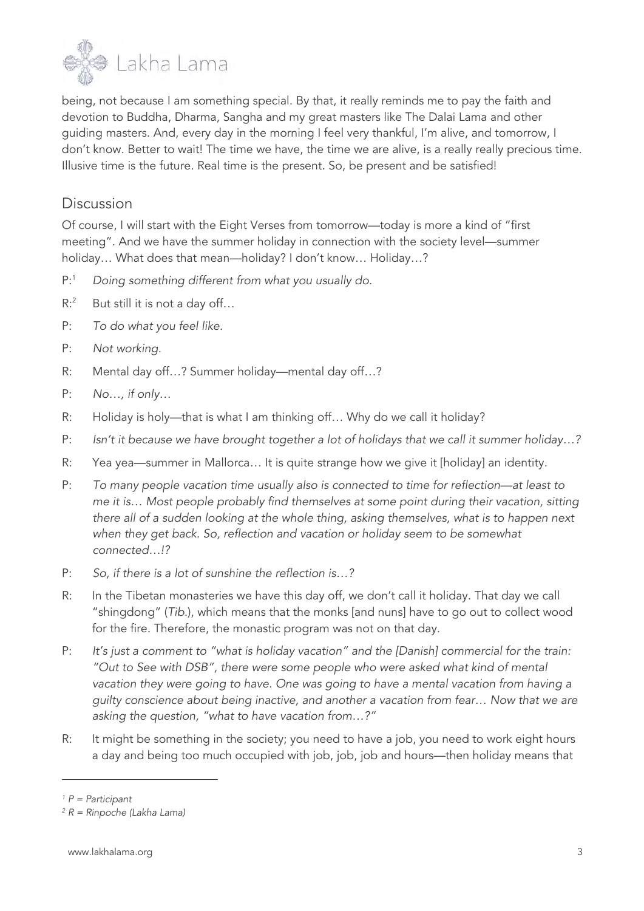being, not because I am something special. By that, it really reminds me to pay the faith and devotion to Buddha, Dharma, Sangha and my great masters like The Dalai Lama and other guiding masters. And, every day in the morning I feel very thankful, I'm alive, and tomorrow, I don't know. Better to wait! The time we have, the time we are alive, is a really really precious time. Illusive time is the future. Real time is the present. So, be present and be satisfied!

## Discussion

Of course, I will start with the Eight Verses from tomorrow—today is more a kind of "first meeting". And we have the summer holiday in connection with the society level—summer holiday… What does that mean—holiday? I don't know… Holiday…?

P:[1] *Doing something different from what you usually do.*

R:[2] But still it is not a day off…

P: *To do what you feel like.*

P: *Not working.*

R: Mental day off…? Summer holiday—mental day off…?

P: *No…, if only…*

R: Holiday is holy—that is what I am thinking off… Why do we call it holiday?

P: *Isn't it because we have brought together a lot of holidays that we call it summer holiday…?*

R: Yea yea—summer in Mallorca… It is quite strange how we give it [holiday] an identity.

P: *To many people vacation time usually also is connected to time for reflection—at least to me it is… Most people probably find themselves at some point during their vacation, sitting there all of a sudden looking at the whole thing, asking themselves, what is to happen next when they get back. So, reflection and vacation or holiday seem to be somewhat connected…!?*

P: *So, if there is a lot of sunshine the reflection is…?*

R: In the Tibetan monasteries we have this day off, we don't call it holiday. That day we call "shingdong" (*Tib.*), which means that the monks [and nuns] have to go out to collect wood for the fire. Therefore, the monastic program was not on that day.

P: *It's just a comment to "what is holiday vacation" and the [Danish] commercial for the train: "Out to See with DSB", there were some people who were asked what kind of mental vacation they were going to have. One was going to have a mental vacation from having a guilty conscience about being inactive, and another a vacation from fear… Now that we are asking the question, "what to have vacation from…?"*

R: It might be something in the society; you need to have a job, you need to work eight hours a day and being too much occupied with job, job, job and hours—then holiday means that

---

[1] *P = Participant*

[2] *R = Rinpoche (Lakha Lama)*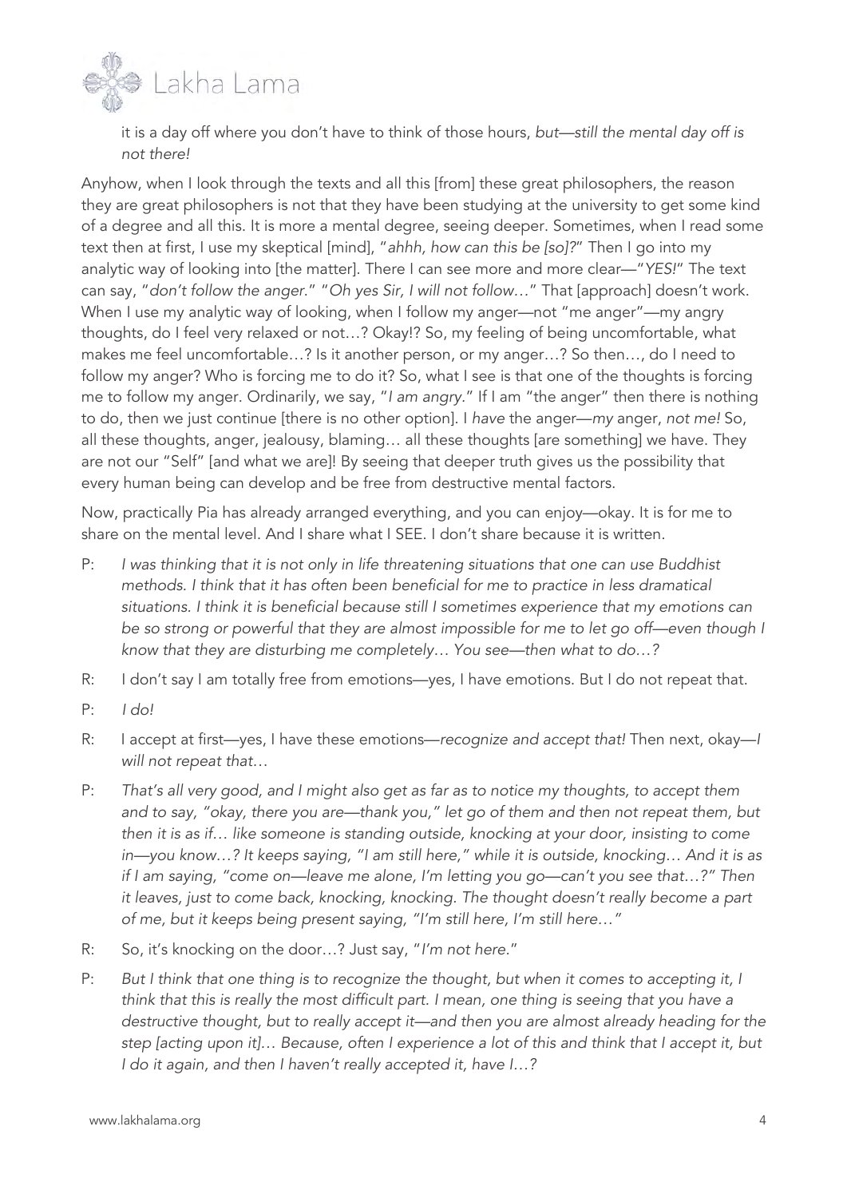it is a day off where you don't have to think of those hours, *but—still the mental day off is not there!*

Anyhow, when I look through the texts and all this [from] these great philosophers, the reason they are great philosophers is not that they have been studying at the university to get some kind of a degree and all this. It is more a mental degree, seeing deeper. Sometimes, when I read some text then at first, I use my skeptical [mind], "*ahhh, how can this be [so]?*" Then I go into my analytic way of looking into [the matter]. There I can see more and more clear—"*YES!*" The text can say, "*don't follow the anger.*" "*Oh yes Sir, I will not follow…*" That [approach] doesn't work. When I use my analytic way of looking, when I follow my anger—not "me anger"—my angry thoughts, do I feel very relaxed or not…? Okay!? So, my feeling of being uncomfortable, what makes me feel uncomfortable…? Is it another person, or my anger…? So then…, do I need to follow my anger? Who is forcing me to do it? So, what I see is that one of the thoughts is forcing me to follow my anger. Ordinarily, we say, "*I am angry.*" If I am "the anger" then there is nothing to do, then we just continue [there is no other option]. I *have* the anger—*my* anger, *not me!* So, all these thoughts, anger, jealousy, blaming… all these thoughts [are something] we have. They are not our "Self" [and what we are]! By seeing that deeper truth gives us the possibility that every human being can develop and be free from destructive mental factors.

Now, practically Pia has already arranged everything, and you can enjoy—okay. It is for me to share on the mental level. And I share what I SEE. I don't share because it is written.

P: *I was thinking that it is not only in life threatening situations that one can use Buddhist methods. I think that it has often been beneficial for me to practice in less dramatical situations. I think it is beneficial because still I sometimes experience that my emotions can be so strong or powerful that they are almost impossible for me to let go off—even though I know that they are disturbing me completely… You see—then what to do…?*

R: I don't say I am totally free from emotions—yes, I have emotions. But I do not repeat that.

P: *I do!*

R: I accept at first—yes, I have these emotions—*recognize and accept that!* Then next, okay—*I will not repeat that…*

P: *That's all very good, and I might also get as far as to notice my thoughts, to accept them and to say, "okay, there you are—thank you," let go of them and then not repeat them, but then it is as if… like someone is standing outside, knocking at your door, insisting to come in—you know…? It keeps saying, "I am still here," while it is outside, knocking… And it is as if I am saying, "come on—leave me alone, I'm letting you go—can't you see that…?" Then it leaves, just to come back, knocking, knocking. The thought doesn't really become a part of me, but it keeps being present saying, "I'm still here, I'm still here…"*

R: So, it's knocking on the door…? Just say, "*I'm not here.*"

P: *But I think that one thing is to recognize the thought, but when it comes to accepting it, I think that this is really the most difficult part. I mean, one thing is seeing that you have a destructive thought, but to really accept it—and then you are almost already heading for the step [acting upon it]… Because, often I experience a lot of this and think that I accept it, but I do it again, and then I haven't really accepted it, have I…?*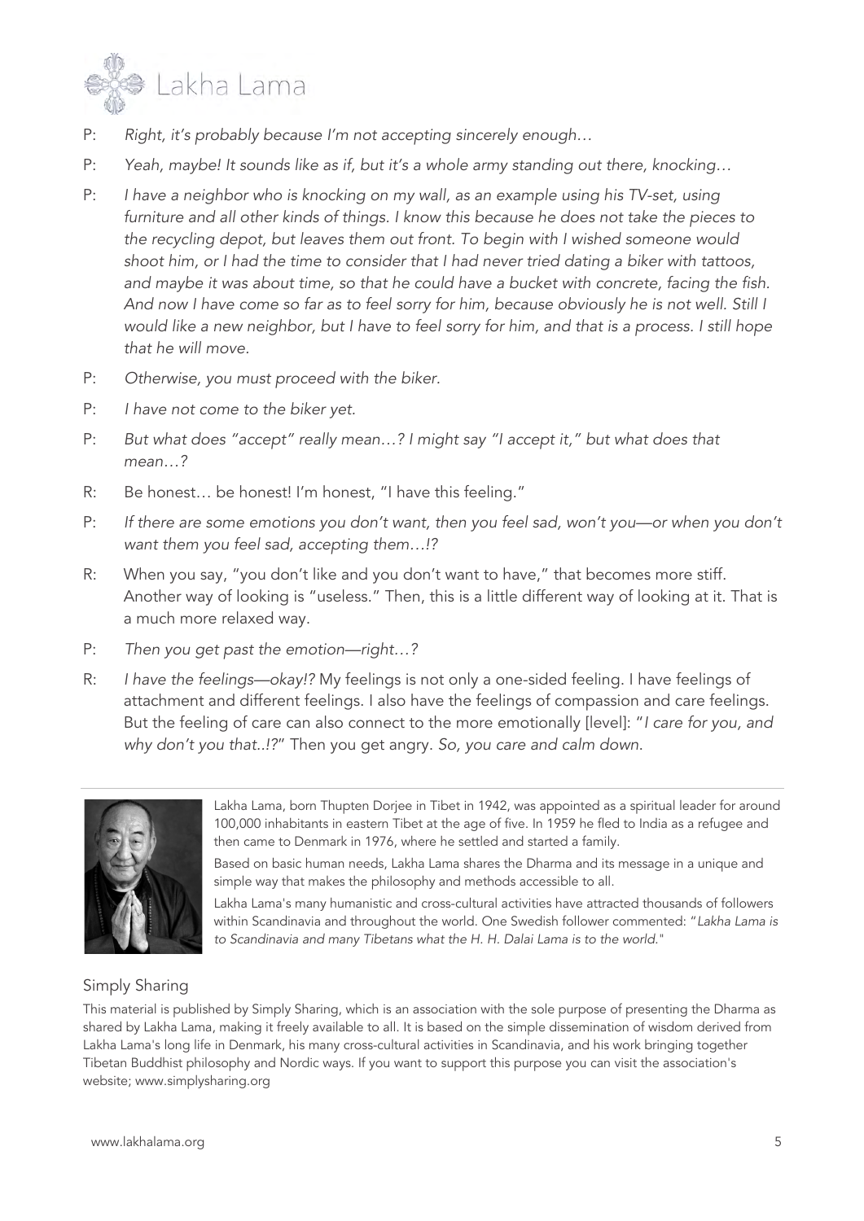P: *Right, it's probably because I'm not accepting sincerely enough…*

P: *Yeah, maybe! It sounds like as if, but it's a whole army standing out there, knocking…*

P: *I have a neighbor who is knocking on my wall, as an example using his TV-set, using furniture and all other kinds of things. I know this because he does not take the pieces to the recycling depot, but leaves them out front. To begin with I wished someone would shoot him, or I had the time to consider that I had never tried dating a biker with tattoos, and maybe it was about time, so that he could have a bucket with concrete, facing the fish. And now I have come so far as to feel sorry for him, because obviously he is not well. Still I would like a new neighbor, but I have to feel sorry for him, and that is a process. I still hope that he will move.*

P: *Otherwise, you must proceed with the biker.*

P: *I have not come to the biker yet.*

P: *But what does "accept" really mean…? I might say "I accept it," but what does that mean…?*

R: Be honest… be honest! I'm honest, "I have this feeling."

P: *If there are some emotions you don't want, then you feel sad, won't you—or when you don't want them you feel sad, accepting them…!?*

R: When you say, "you don't like and you don't want to have," that becomes more stiff. Another way of looking is "useless." Then, this is a little different way of looking at it. That is a much more relaxed way.

P: *Then you get past the emotion—right…?*

R: *I have the feelings—okay!?* My feelings is not only a one-sided feeling. I have feelings of attachment and different feelings. I also have the feelings of compassion and care feelings. But the feeling of care can also connect to the more emotionally [level]: "*I care for you, and why don't you that..!?*" Then you get angry. *So, you care and calm down.*

---

Lakha Lama, born Thupten Dorjee in Tibet in 1942, was appointed as a spiritual leader for around 100,000 inhabitants in eastern Tibet at the age of five. In 1959 he fled to India as a refugee and then came to Denmark in 1976, where he settled and started a family.

Based on basic human needs, Lakha Lama shares the Dharma and its message in a unique and simple way that makes the philosophy and methods accessible to all.

Lakha Lama's many humanistic and cross-cultural activities have attracted thousands of followers within Scandinavia and throughout the world. One Swedish follower commented: "*Lakha Lama is to Scandinavia and many Tibetans what the H. H. Dalai Lama is to the world.*"

## Simply Sharing

This material is published by Simply Sharing, which is an association with the sole purpose of presenting the Dharma as shared by Lakha Lama, making it freely available to all. It is based on the simple dissemination of wisdom derived from Lakha Lama's long life in Denmark, his many cross-cultural activities in Scandinavia, and his work bringing together Tibetan Buddhist philosophy and Nordic ways. If you want to support this purpose you can visit the association's website; www.simplysharing.org